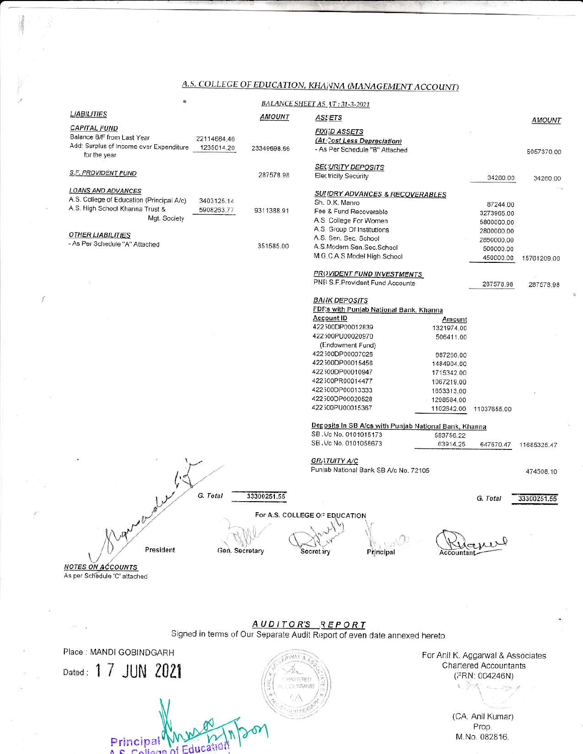# A.S. COLLEGE OF EDUCATION, KHANNA (MANAGEMENT ACCOUNT)

## BALANCE SHEET AS AT : 31-3-2021

| LIABILITIES | | AMOUNT | ASSETS | | | AMOUNT |
|---|---|---|---|---|---|---|
| **CAPITAL FUND** | | | **FIXED ASSETS** | | | |
| Balance B/F from Last Year | 22114684.46 | | (At Cost Less Depreciation) | | | |
| Add: Surplus of Income over Expenditure for the year | 1235014.20 | 23349698.66 | - As Per Schedule "B" Attached | | | 5057370.00 |
| **S.F. PROVIDENT FUND** | | 287578.98 | **SECURITY DEPOSITS** | | | |
| | | | Electricity Security | | 34260.00 | 34260.00 |
| **LOANS AND ADVANCES** | | | **SUNDRY ADVANCES & RECOVERABLES** | | | |
| A.S. College of Education (Principal A/c) | 3403125.14 | | Sh. D.K. Manro | | 87244.00 | |
| A.S. High School Khanna Trust & Mgt. Society | 5908263.77 | 9311388.91 | Fee & Fund Recoverable | | 3273965.00 | |
| | | | A.S. College For Women | | 5800000.00 | |
| **OTHER LIABILITIES** | | | A.S. Group Of Institutions | | 2800000.00 | |
| - As Per Schedule "A" Attached | | 351585.00 | A.S. Sen. Sec. School | | 2850000.00 | |
| | | | A.S.Modern Sen.Sec.School | | 500000.00 | |
| | | | M.G.C.A.S Model High School | | 450000.00 | 15761209.00 |
| | | | **PROVIDENT FUND INVESTMENTS** | | | |
| | | | PNB S.F.Provident Fund Accounts | | 287578.98 | 287578.98 |
| | | | **BANK DEPOSITS** | | | |
| | | | FDR's with Punjab National Bank, Khanna | | | |
| | | | **Account ID** | **Amount** | | |
| | | | 422500DP00012839 | 1321974.00 | | |
| | | | 422500PU00020970 (Endowment Fund) | 506411.00 | | |
| | | | 422500DP00007026 | 687260.00 | | |
| | | | 422500DP00015456 | 1484904.00 | | |
| | | | 422500DP00010947 | 1715342.00 | | |
| | | | 422500PR00014477 | 1067219.00 | | |
| | | | 422500DP00013333 | 1853313.00 | | |
| | | | 422500DP00020528 | 1298584.00 | | |
| | | | 422500PU00015367 | 1102642.00 | 11037655.00 | |
| | | | Deposits In SB A/cs with Punjab National Bank, Khanna | | | |
| | | | SB A/c No. 0101015173 | 583756.22 | | |
| | | | SB A/c No. 0101058673 | 63914.25 | 647670.47 | 11685325.47 |
| | | | **GRATUITY A/C** | | | |
| | | | Punjab National Bank SB A/c No. 72105 | | | 474508.10 |
| **G. Total** | | **33300251.55** | **G. Total** | | | **33300251.55** |

For A.S. COLLEGE OF EDUCATION

President | Gen. Secretary | Secretary | Principal | Accountant

**NOTES ON ACCOUNTS**

As per Schedule 'C' attached

## AUDITOR'S REPORT

Signed in terms of Our Separate Audit Report of even date annexed hereto.

Place : MANDI GOBINDGARH

Dated : 17 JUN 2021

For Anil K. Aggarwal & Associates
Chartered Accountants
(FRN: 004246N)

(CA. Anil Kumar)
Prop.
M.No. 082816.

Principal
A.S. College of Education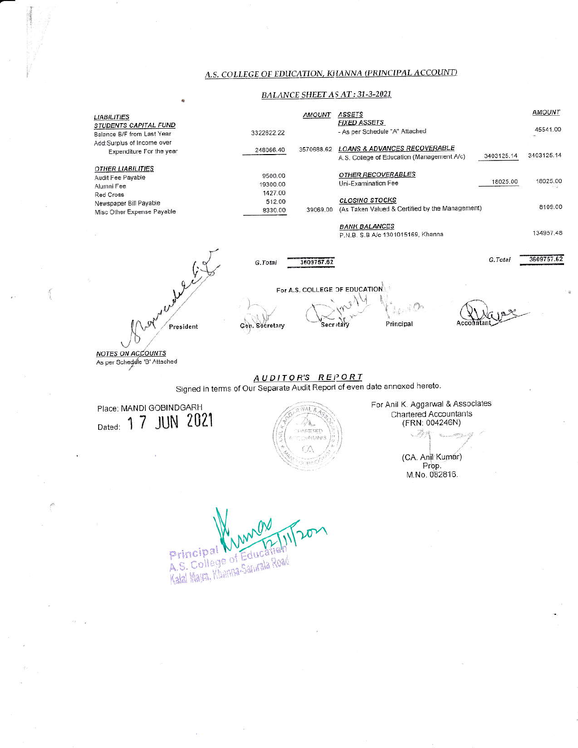# A.S. COLLEGE OF EDUCATION, KHANNA (PRINCIPAL ACCOUNT)

## BALANCE SHEET AS AT : 31-3-2021

| LIABILITIES | | AMOUNT | ASSETS | | AMOUNT |
|---|---|---|---|---|---|
| **STUDENTS CAPITAL FUND** | | | **FIXED ASSETS** | | |
| Balance B/F from Last Year | 3322622.22 | | - As per Schedule "A" Attached | | 45541.00 |
| Add: Surplus of Income over Expenditure For the year | 248066.40 | 3570688.62 | **LOANS & ADVANCES RECOVERABLE** | | |
| | | | A.S. College of Education (Management A/c) | 3403125.14 | 3403125.14 |
| **OTHER LIABILITIES** | | | | | |
| Audit Fee Payable | 9500.00 | | **OTHER RECOVERABLES** | | |
| Alumni Fee | 19300.00 | | Uni-Examination Fee | 18025.00 | 18025.00 |
| Red Cross | 1427.00 | | | | |
| Newspaper Bill Payable | 512.00 | | **CLOSING STOCKS** | | |
| Misc Other Expense Payable | 8330.00 | 39069.00 | (As Taken Valued & Certified by the Management) | | 8109.00 |
| | | | **BANK BALANCES** | | |
| | | | P.N.B. S.B A/c 1301015169, Khanna | | 134957.48 |
| G.Total | | 3609757.62 | G.Total | | 3609757.62 |

For A.S. COLLEGE OF EDUCATION

President | Gen. Secretary | Secretary | Principal | Accountant

**NOTES ON ACCOUNTS**
As per Schedule 'B' Attached

## AUDITOR'S REPORT

Signed in terms of Our Separate Audit Report of even date annexed hereto.

Place: MANDI GOBINDGARH
Dated: 17 JUN 2021

For Anil K. Aggarwal & Associates
Chartered Accountants
(FRN: 004246N)

(CA. Anil Kumar)
Prop.
M.No. 082816.

Principal
A.S. College of Education
Kalal Majra, Khanna-Samrala Road
12/11/2021